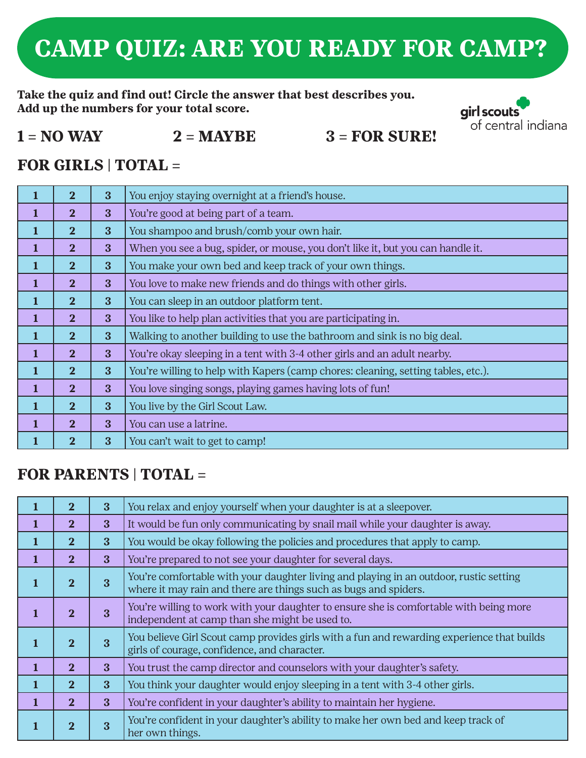# CAMP QUIZ: ARE YOU READY FOR CAMP?

**Take the quiz and find out! Circle the answer that best describes you. Add up the numbers for your total score.**

girl scouts of central indiana

**1 = NO WAY** **2 = MAYBE** **3 = FOR SURE!**

## FOR GIRLS | TOTAL =

| | | | |
|---|---|---|---|
| 1 | 2 | 3 | You enjoy staying overnight at a friend's house. |
| 1 | 2 | 3 | You're good at being part of a team. |
| 1 | 2 | 3 | You shampoo and brush/comb your own hair. |
| 1 | 2 | 3 | When you see a bug, spider, or mouse, you don't like it, but you can handle it. |
| 1 | 2 | 3 | You make your own bed and keep track of your own things. |
| 1 | 2 | 3 | You love to make new friends and do things with other girls. |
| 1 | 2 | 3 | You can sleep in an outdoor platform tent. |
| 1 | 2 | 3 | You like to help plan activities that you are participating in. |
| 1 | 2 | 3 | Walking to another building to use the bathroom and sink is no big deal. |
| 1 | 2 | 3 | You're okay sleeping in a tent with 3-4 other girls and an adult nearby. |
| 1 | 2 | 3 | You're willing to help with Kapers (camp chores: cleaning, setting tables, etc.). |
| 1 | 2 | 3 | You love singing songs, playing games having lots of fun! |
| 1 | 2 | 3 | You live by the Girl Scout Law. |
| 1 | 2 | 3 | You can use a latrine. |
| 1 | 2 | 3 | You can't wait to get to camp! |

## FOR PARENTS | TOTAL =

| | | | |
|---|---|---|---|
| 1 | 2 | 3 | You relax and enjoy yourself when your daughter is at a sleepover. |
| 1 | 2 | 3 | It would be fun only communicating by snail mail while your daughter is away. |
| 1 | 2 | 3 | You would be okay following the policies and procedures that apply to camp. |
| 1 | 2 | 3 | You're prepared to not see your daughter for several days. |
| 1 | 2 | 3 | You're comfortable with your daughter living and playing in an outdoor, rustic setting where it may rain and there are things such as bugs and spiders. |
| 1 | 2 | 3 | You're willing to work with your daughter to ensure she is comfortable with being more independent at camp than she might be used to. |
| 1 | 2 | 3 | You believe Girl Scout camp provides girls with a fun and rewarding experience that builds girls of courage, confidence, and character. |
| 1 | 2 | 3 | You trust the camp director and counselors with your daughter's safety. |
| 1 | 2 | 3 | You think your daughter would enjoy sleeping in a tent with 3-4 other girls. |
| 1 | 2 | 3 | You're confident in your daughter's ability to maintain her hygiene. |
| 1 | 2 | 3 | You're confident in your daughter's ability to make her own bed and keep track of her own things. |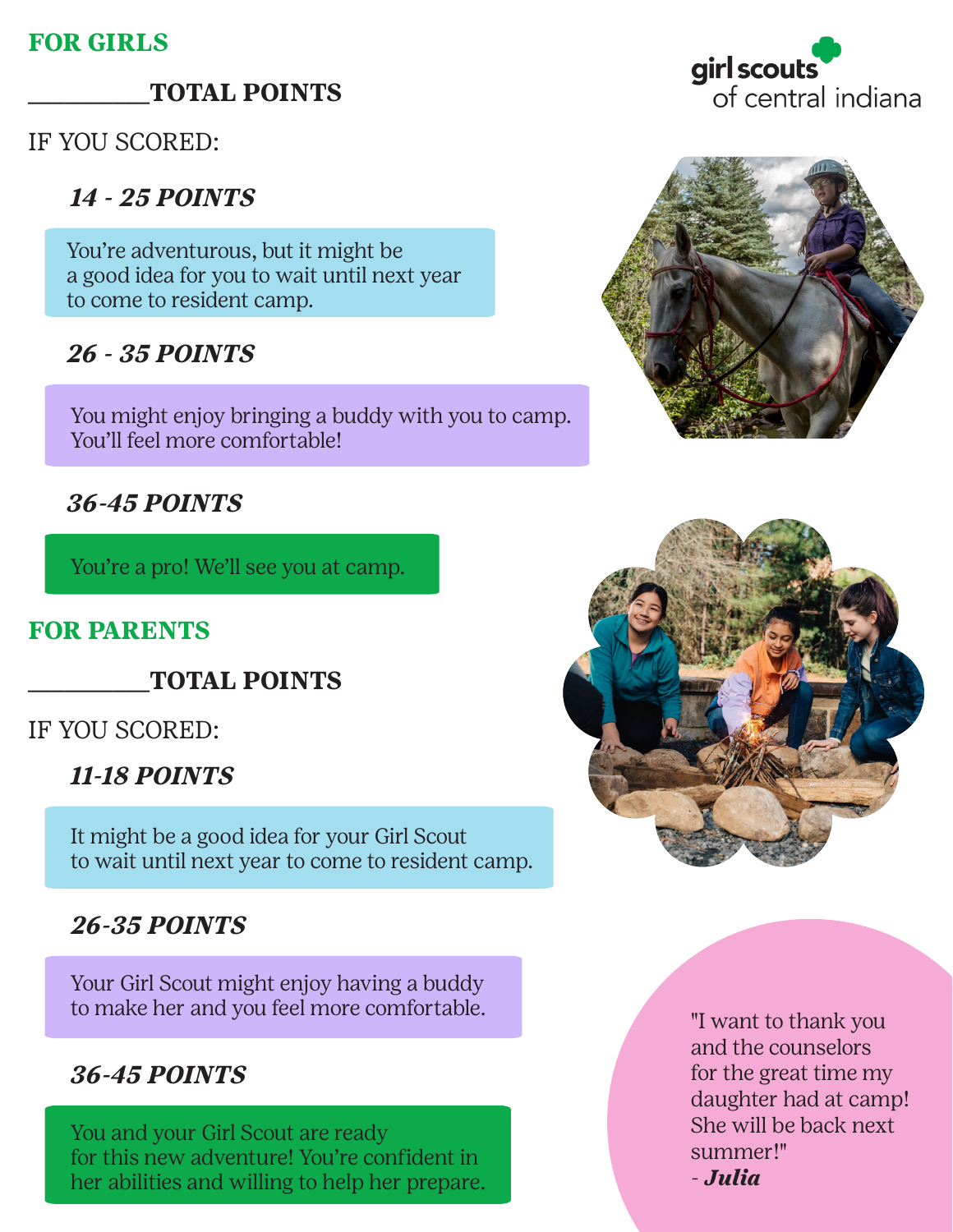girl scouts of central indiana

## FOR GIRLS

**__________TOTAL POINTS**

IF YOU SCORED:

***14 - 25 POINTS***

You're adventurous, but it might be a good idea for you to wait until next year to come to resident camp.

***26 - 35 POINTS***

You might enjoy bringing a buddy with you to camp. You'll feel more comfortable!

***36-45 POINTS***

You're a pro! We'll see you at camp.

## FOR PARENTS

**__________TOTAL POINTS**

IF YOU SCORED:

***11-18 POINTS***

It might be a good idea for your Girl Scout to wait until next year to come to resident camp.

***26-35 POINTS***

Your Girl Scout might enjoy having a buddy to make her and you feel more comfortable.

***36-45 POINTS***

You and your Girl Scout are ready for this new adventure! You're confident in her abilities and willing to help her prepare.

"I want to thank you and the counselors for the great time my daughter had at camp! She will be back next summer!"
- ***Julia***